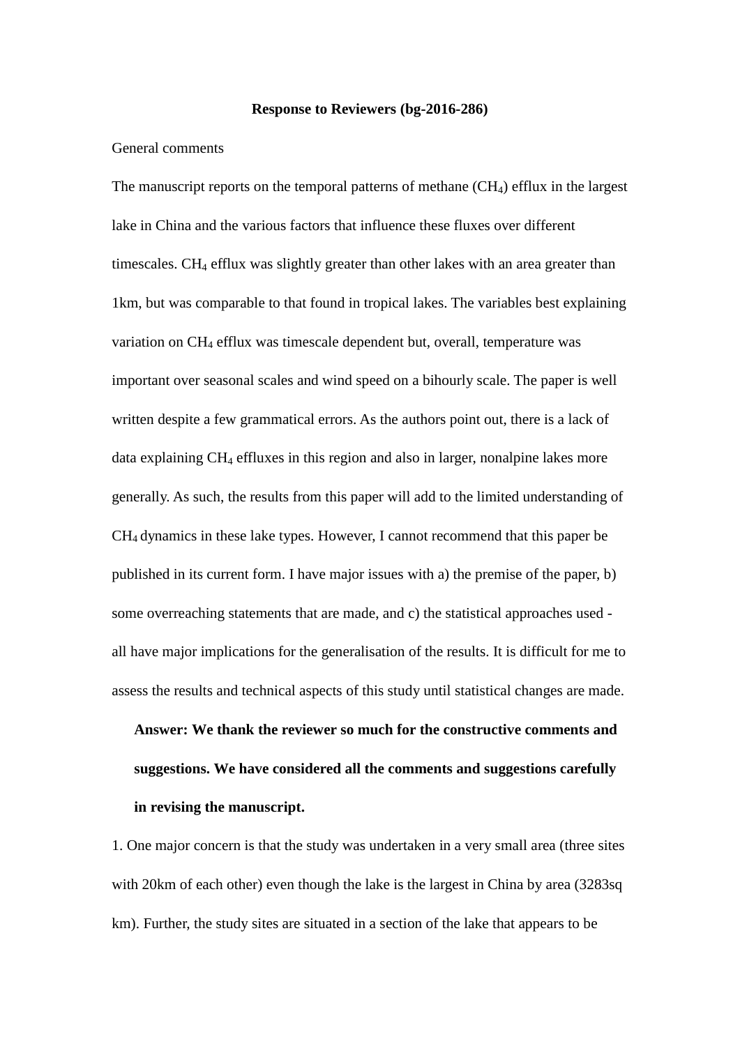# Response to Reviewers (bg-2016-286)

General comments

The manuscript reports on the temporal patterns of methane ($CH_4$) efflux in the largest lake in China and the various factors that influence these fluxes over different timescales. $CH_4$ efflux was slightly greater than other lakes with an area greater than 1km, but was comparable to that found in tropical lakes. The variables best explaining variation on $CH_4$ efflux was timescale dependent but, overall, temperature was important over seasonal scales and wind speed on a bihourly scale. The paper is well written despite a few grammatical errors. As the authors point out, there is a lack of data explaining $CH_4$ effluxes in this region and also in larger, nonalpine lakes more generally. As such, the results from this paper will add to the limited understanding of $CH_4$ dynamics in these lake types. However, I cannot recommend that this paper be published in its current form. I have major issues with a) the premise of the paper, b) some overreaching statements that are made, and c) the statistical approaches used - all have major implications for the generalisation of the results. It is difficult for me to assess the results and technical aspects of this study until statistical changes are made.

> **Answer: We thank the reviewer so much for the constructive comments and suggestions. We have considered all the comments and suggestions carefully in revising the manuscript.**

1. One major concern is that the study was undertaken in a very small area (three sites with 20km of each other) even though the lake is the largest in China by area (3283sq km). Further, the study sites are situated in a section of the lake that appears to be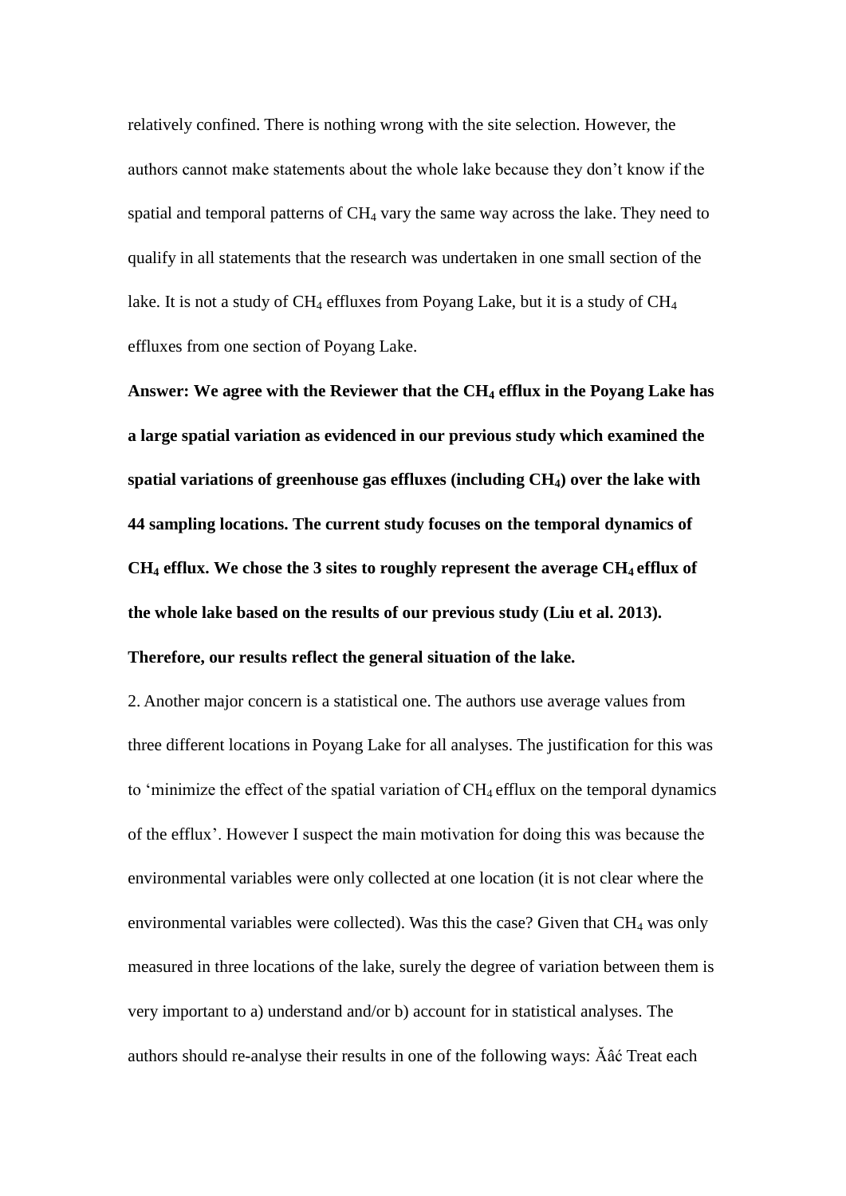relatively confined. There is nothing wrong with the site selection. However, the authors cannot make statements about the whole lake because they don't know if the spatial and temporal patterns of $CH_4$ vary the same way across the lake. They need to qualify in all statements that the research was undertaken in one small section of the lake. It is not a study of $CH_4$ effluxes from Poyang Lake, but it is a study of $CH_4$ effluxes from one section of Poyang Lake.

**Answer: We agree with the Reviewer that the $CH_4$ efflux in the Poyang Lake has a large spatial variation as evidenced in our previous study which examined the spatial variations of greenhouse gas effluxes (including $CH_4$) over the lake with 44 sampling locations. The current study focuses on the temporal dynamics of $CH_4$ efflux. We chose the 3 sites to roughly represent the average $CH_4$ efflux of the whole lake based on the results of our previous study (Liu et al. 2013). Therefore, our results reflect the general situation of the lake.**

2. Another major concern is a statistical one. The authors use average values from three different locations in Poyang Lake for all analyses. The justification for this was to 'minimize the effect of the spatial variation of $CH_4$ efflux on the temporal dynamics of the efflux'. However I suspect the main motivation for doing this was because the environmental variables were only collected at one location (it is not clear where the environmental variables were collected). Was this the case? Given that $CH_4$ was only measured in three locations of the lake, surely the degree of variation between them is very important to a) understand and/or b) account for in statistical analyses. The authors should re-analyse their results in one of the following ways: Ăâć Treat each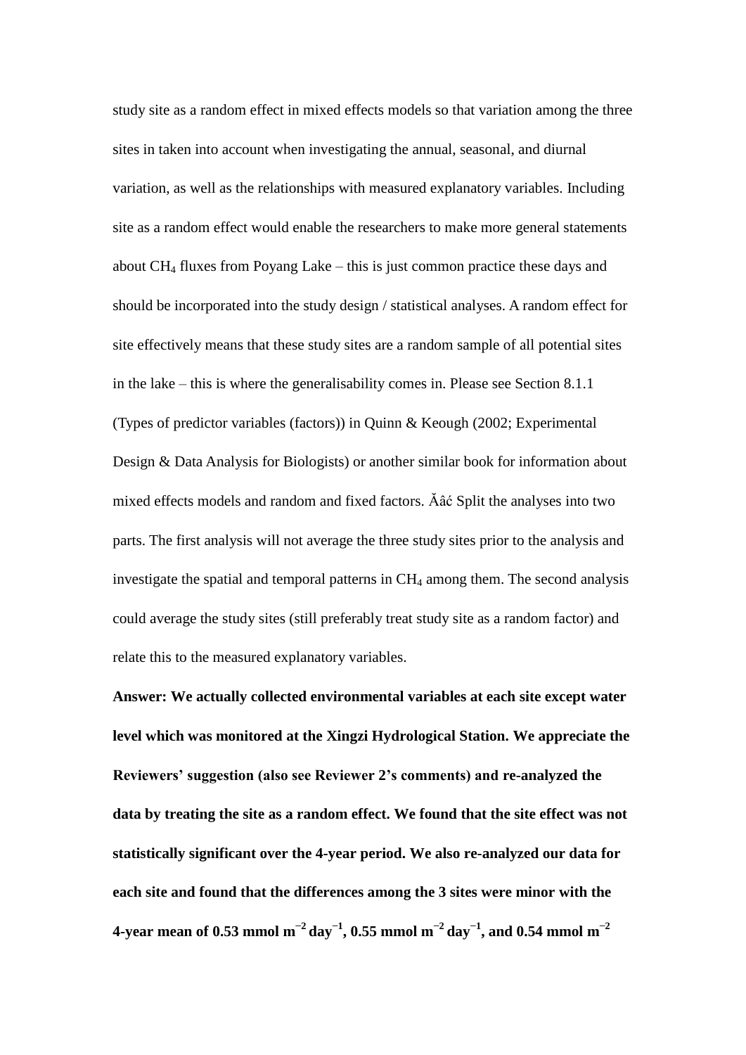study site as a random effect in mixed effects models so that variation among the three sites in taken into account when investigating the annual, seasonal, and diurnal variation, as well as the relationships with measured explanatory variables. Including site as a random effect would enable the researchers to make more general statements about $CH_4$ fluxes from Poyang Lake – this is just common practice these days and should be incorporated into the study design / statistical analyses. A random effect for site effectively means that these study sites are a random sample of all potential sites in the lake – this is where the generalisability comes in. Please see Section 8.1.1 (Types of predictor variables (factors)) in Quinn & Keough (2002; Experimental Design & Data Analysis for Biologists) or another similar book for information about mixed effects models and random and fixed factors. Ăâć Split the analyses into two parts. The first analysis will not average the three study sites prior to the analysis and investigate the spatial and temporal patterns in $CH_4$ among them. The second analysis could average the study sites (still preferably treat study site as a random factor) and relate this to the measured explanatory variables.

**Answer: We actually collected environmental variables at each site except water level which was monitored at the Xingzi Hydrological Station. We appreciate the Reviewers' suggestion (also see Reviewer 2's comments) and re-analyzed the data by treating the site as a random effect. We found that the site effect was not statistically significant over the 4-year period. We also re-analyzed our data for each site and found that the differences among the 3 sites were minor with the 4-year mean of 0.53 mmol $m^{-2}$ $day^{-1}$, 0.55 mmol $m^{-2}$ $day^{-1}$, and 0.54 mmol $m^{-2}$**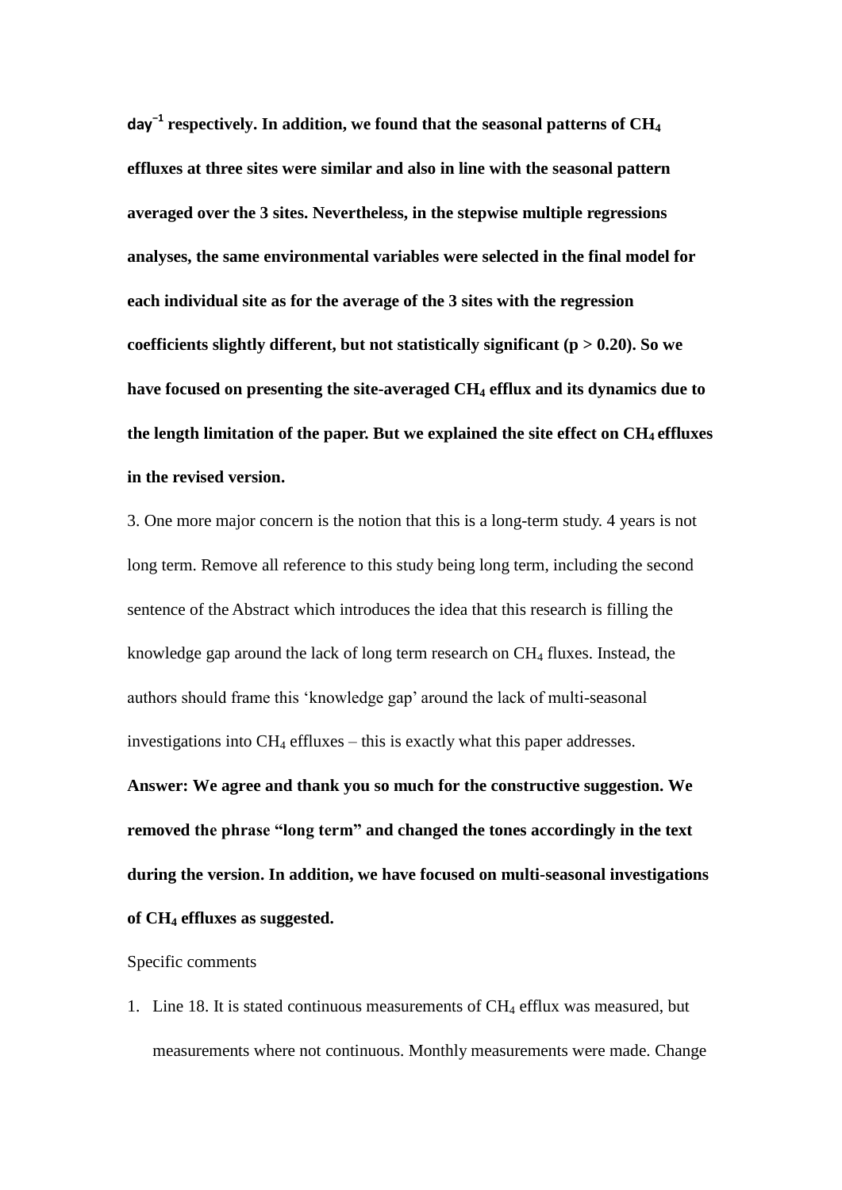**$day^{-1}$ respectively. In addition, we found that the seasonal patterns of $CH_4$ effluxes at three sites were similar and also in line with the seasonal pattern averaged over the 3 sites. Nevertheless, in the stepwise multiple regressions analyses, the same environmental variables were selected in the final model for each individual site as for the average of the 3 sites with the regression coefficients slightly different, but not statistically significant ($p > 0.20$). So we have focused on presenting the site-averaged $CH_4$ efflux and its dynamics due to the length limitation of the paper. But we explained the site effect on $CH_4$ effluxes in the revised version.**

3. One more major concern is the notion that this is a long-term study. 4 years is not long term. Remove all reference to this study being long term, including the second sentence of the Abstract which introduces the idea that this research is filling the knowledge gap around the lack of long term research on $CH_4$ fluxes. Instead, the authors should frame this 'knowledge gap' around the lack of multi-seasonal investigations into $CH_4$ effluxes – this is exactly what this paper addresses.

**Answer: We agree and thank you so much for the constructive suggestion. We removed the phrase "long term" and changed the tones accordingly in the text during the version. In addition, we have focused on multi-seasonal investigations of $CH_4$ effluxes as suggested.**

Specific comments

1. Line 18. It is stated continuous measurements of $CH_4$ efflux was measured, but measurements where not continuous. Monthly measurements were made. Change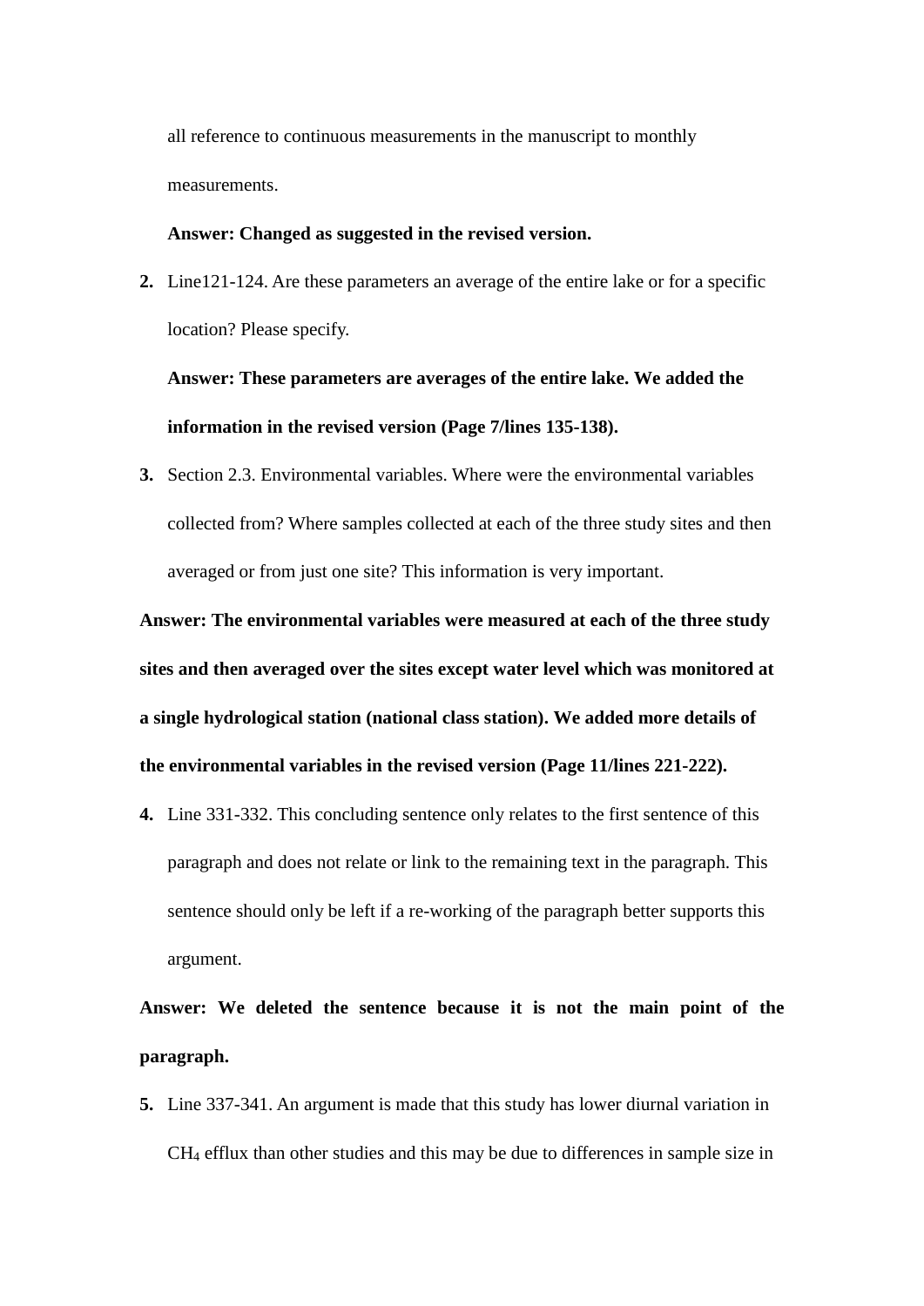all reference to continuous measurements in the manuscript to monthly measurements.

**Answer: Changed as suggested in the revised version.**

2. Line121-124. Are these parameters an average of the entire lake or for a specific location? Please specify.

   **Answer: These parameters are averages of the entire lake. We added the information in the revised version (Page 7/lines 135-138).**

3. Section 2.3. Environmental variables. Where were the environmental variables collected from? Where samples collected at each of the three study sites and then averaged or from just one site? This information is very important.

**Answer: The environmental variables were measured at each of the three study sites and then averaged over the sites except water level which was monitored at a single hydrological station (national class station). We added more details of the environmental variables in the revised version (Page 11/lines 221-222).**

4. Line 331-332. This concluding sentence only relates to the first sentence of this paragraph and does not relate or link to the remaining text in the paragraph. This sentence should only be left if a re-working of the paragraph better supports this argument.

**Answer: We deleted the sentence because it is not the main point of the paragraph.**

5. Line 337-341. An argument is made that this study has lower diurnal variation in $CH_4$ efflux than other studies and this may be due to differences in sample size in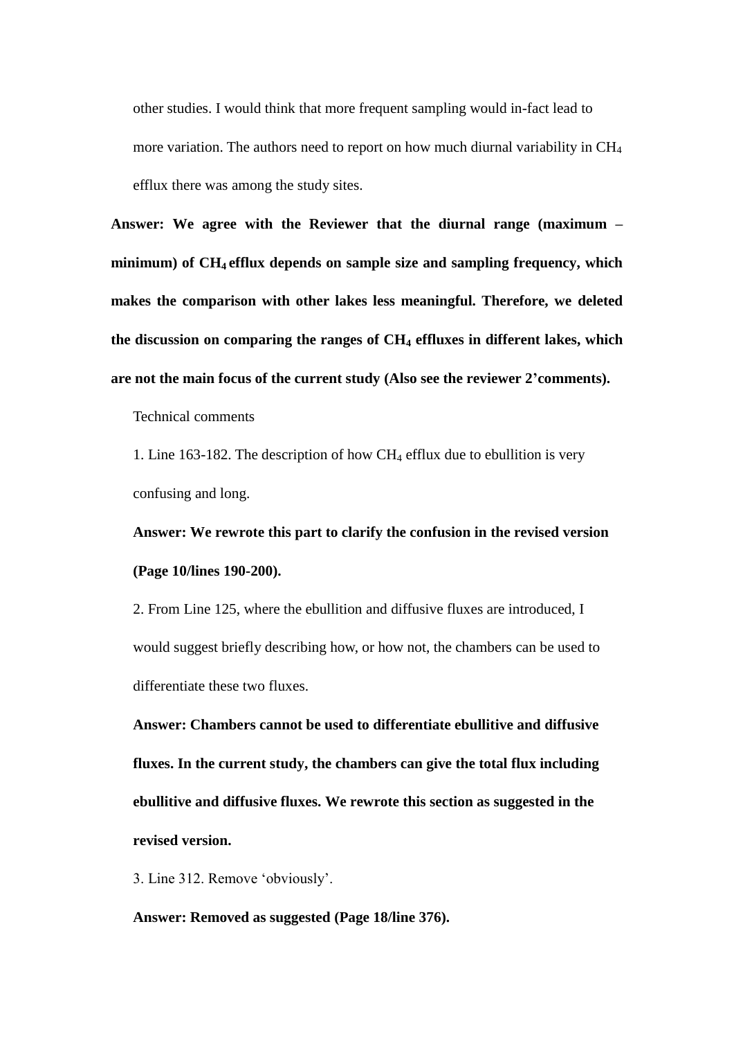other studies. I would think that more frequent sampling would in-fact lead to more variation. The authors need to report on how much diurnal variability in $CH_4$ efflux there was among the study sites.

**Answer: We agree with the Reviewer that the diurnal range (maximum – minimum) of $CH_4$ efflux depends on sample size and sampling frequency, which makes the comparison with other lakes less meaningful. Therefore, we deleted the discussion on comparing the ranges of $CH_4$ effluxes in different lakes, which are not the main focus of the current study (Also see the reviewer 2'comments).**

Technical comments

1. Line 163-182. The description of how $CH_4$ efflux due to ebullition is very confusing and long.

**Answer: We rewrote this part to clarify the confusion in the revised version (Page 10/lines 190-200).**

2. From Line 125, where the ebullition and diffusive fluxes are introduced, I would suggest briefly describing how, or how not, the chambers can be used to differentiate these two fluxes.

**Answer: Chambers cannot be used to differentiate ebullitive and diffusive fluxes. In the current study, the chambers can give the total flux including ebullitive and diffusive fluxes. We rewrote this section as suggested in the revised version.**

3. Line 312. Remove 'obviously'.

**Answer: Removed as suggested (Page 18/line 376).**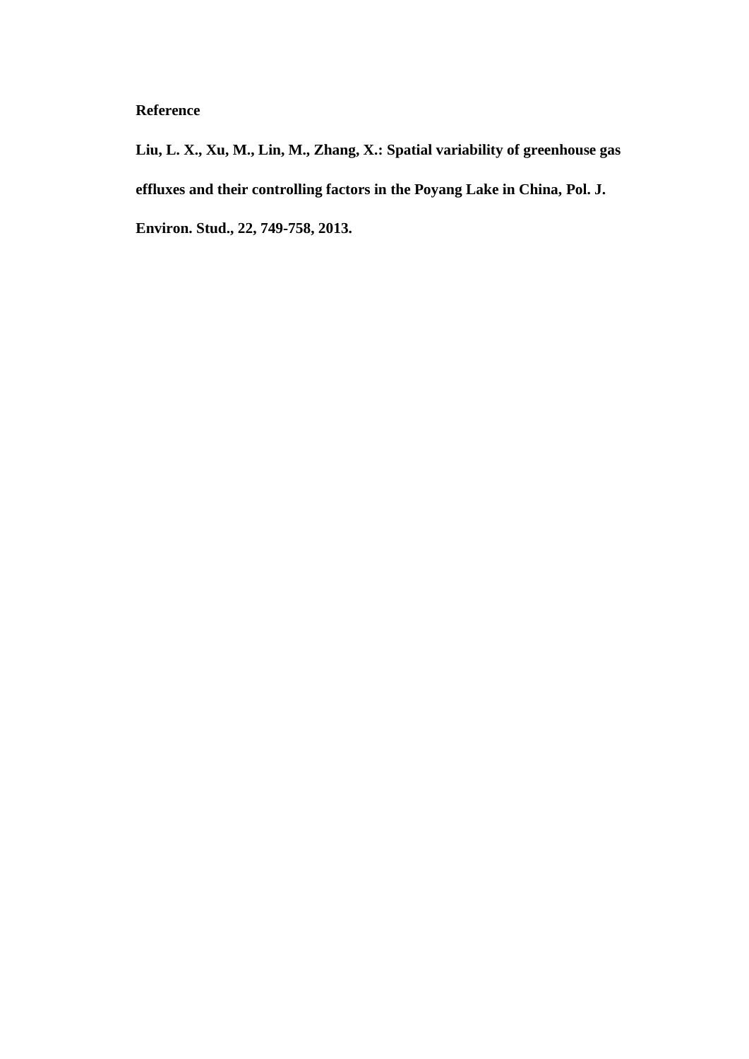**Reference**

**Liu, L. X., Xu, M., Lin, M., Zhang, X.: Spatial variability of greenhouse gas effluxes and their controlling factors in the Poyang Lake in China, Pol. J. Environ. Stud., 22, 749-758, 2013.**